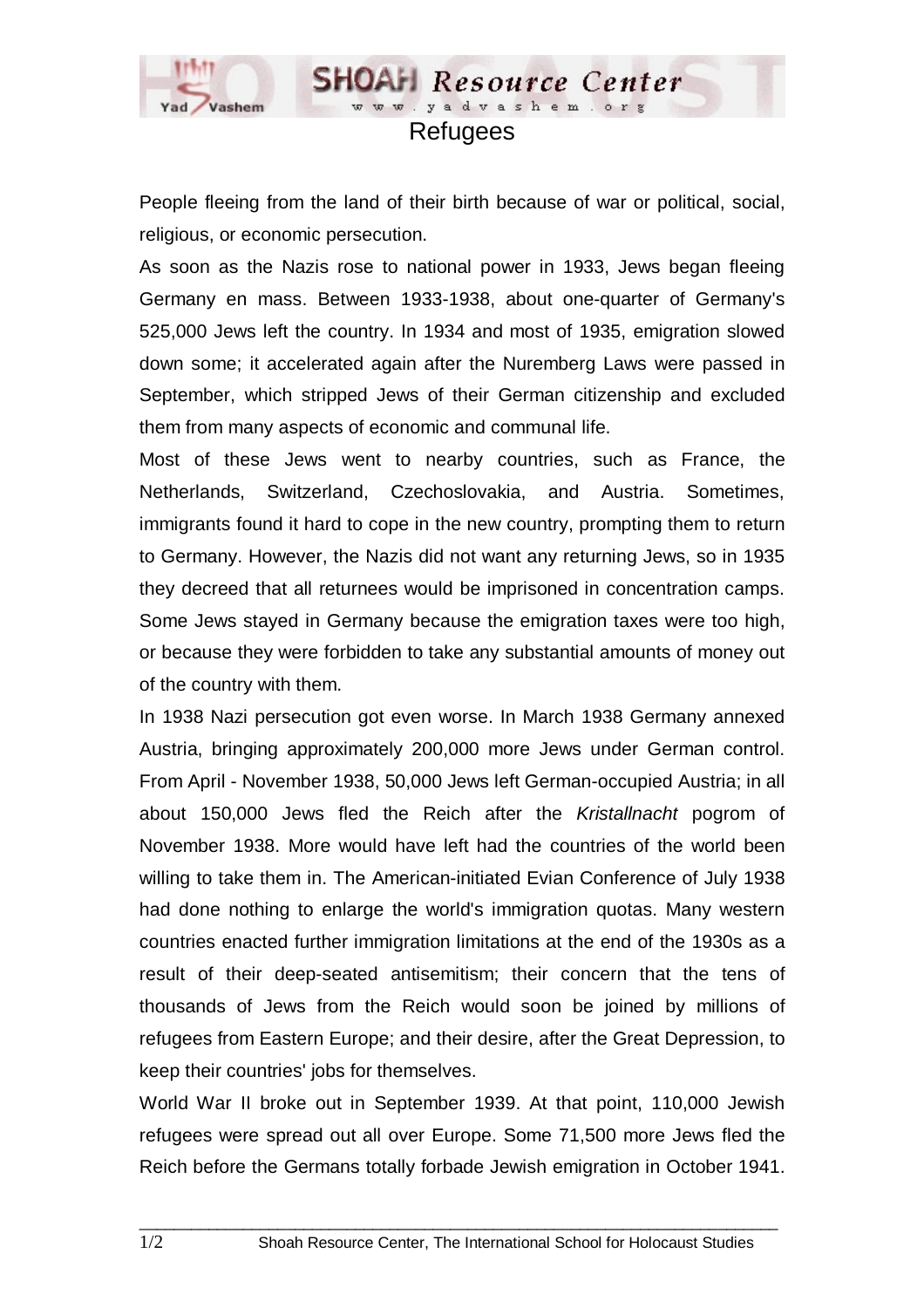# Refugees

People fleeing from the land of their birth because of war or political, social, religious, or economic persecution.

As soon as the Nazis rose to national power in 1933, Jews began fleeing Germany en mass. Between 1933-1938, about one-quarter of Germany's 525,000 Jews left the country. In 1934 and most of 1935, emigration slowed down some; it accelerated again after the Nuremberg Laws were passed in September, which stripped Jews of their German citizenship and excluded them from many aspects of economic and communal life.

Most of these Jews went to nearby countries, such as France, the Netherlands, Switzerland, Czechoslovakia, and Austria. Sometimes, immigrants found it hard to cope in the new country, prompting them to return to Germany. However, the Nazis did not want any returning Jews, so in 1935 they decreed that all returnees would be imprisoned in concentration camps. Some Jews stayed in Germany because the emigration taxes were too high, or because they were forbidden to take any substantial amounts of money out of the country with them.

In 1938 Nazi persecution got even worse. In March 1938 Germany annexed Austria, bringing approximately 200,000 more Jews under German control. From April - November 1938, 50,000 Jews left German-occupied Austria; in all about 150,000 Jews fled the Reich after the *Kristallnacht* pogrom of November 1938. More would have left had the countries of the world been willing to take them in. The American-initiated Evian Conference of July 1938 had done nothing to enlarge the world's immigration quotas. Many western countries enacted further immigration limitations at the end of the 1930s as a result of their deep-seated antisemitism; their concern that the tens of thousands of Jews from the Reich would soon be joined by millions of refugees from Eastern Europe; and their desire, after the Great Depression, to keep their countries' jobs for themselves.

World War II broke out in September 1939. At that point, 110,000 Jewish refugees were spread out all over Europe. Some 71,500 more Jews fled the Reich before the Germans totally forbade Jewish emigration in October 1941.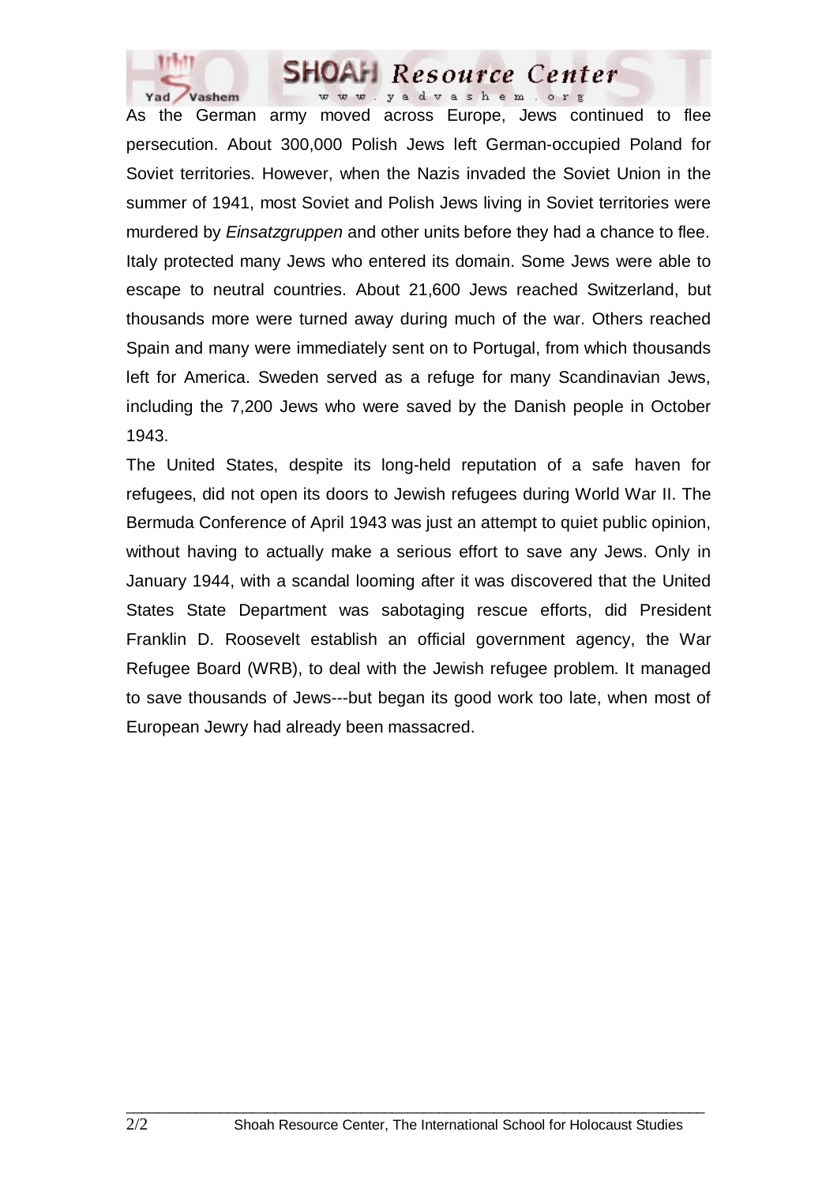As the German army moved across Europe, Jews continued to flee persecution. About 300,000 Polish Jews left German-occupied Poland for Soviet territories. However, when the Nazis invaded the Soviet Union in the summer of 1941, most Soviet and Polish Jews living in Soviet territories were murdered by *Einsatzgruppen* and other units before they had a chance to flee. Italy protected many Jews who entered its domain. Some Jews were able to escape to neutral countries. About 21,600 Jews reached Switzerland, but thousands more were turned away during much of the war. Others reached Spain and many were immediately sent on to Portugal, from which thousands left for America. Sweden served as a refuge for many Scandinavian Jews, including the 7,200 Jews who were saved by the Danish people in October 1943.

The United States, despite its long-held reputation of a safe haven for refugees, did not open its doors to Jewish refugees during World War II. The Bermuda Conference of April 1943 was just an attempt to quiet public opinion, without having to actually make a serious effort to save any Jews. Only in January 1944, with a scandal looming after it was discovered that the United States State Department was sabotaging rescue efforts, did President Franklin D. Roosevelt establish an official government agency, the War Refugee Board (WRB), to deal with the Jewish refugee problem. It managed to save thousands of Jews---but began its good work too late, when most of European Jewry had already been massacred.